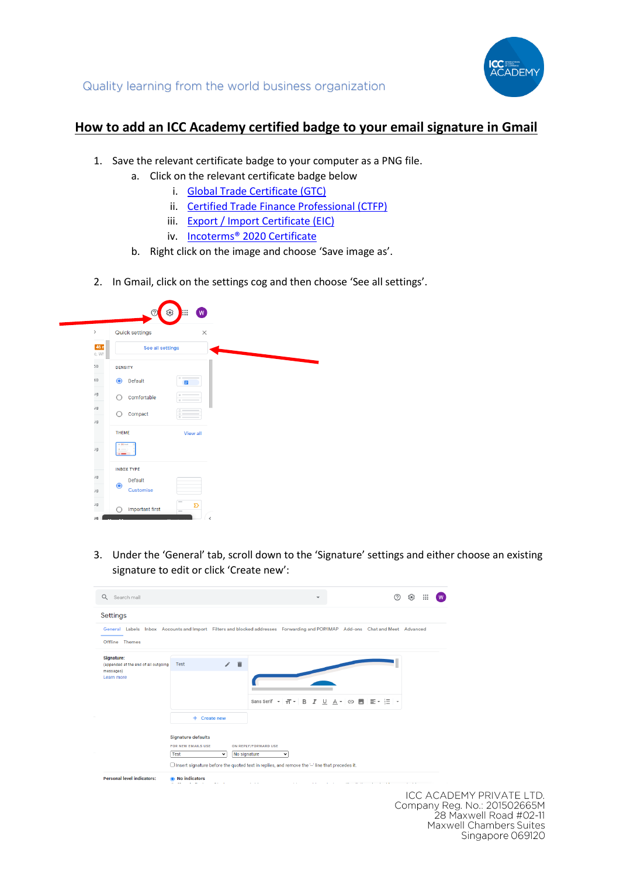Quality learning from the world business organization

# How to add an ICC Academy certified badge to your email signature in Gmail

1. Save the relevant certificate badge to your computer as a PNG file.
   a. Click on the relevant certificate badge below
      i. Global Trade Certificate (GTC)
      ii. Certified Trade Finance Professional (CTFP)
      iii. Export / Import Certificate (EIC)
      iv. Incoterms® 2020 Certificate
   b. Right click on the image and choose 'Save image as'.

2. In Gmail, click on the settings cog and then choose 'See all settings'.

3. Under the 'General' tab, scroll down to the 'Signature' settings and either choose an existing signature to edit or click 'Create new':

ICC ACADEMY PRIVATE LTD.
Company Reg. No.: 201502665M
28 Maxwell Road #02-11
Maxwell Chambers Suites
Singapore 069120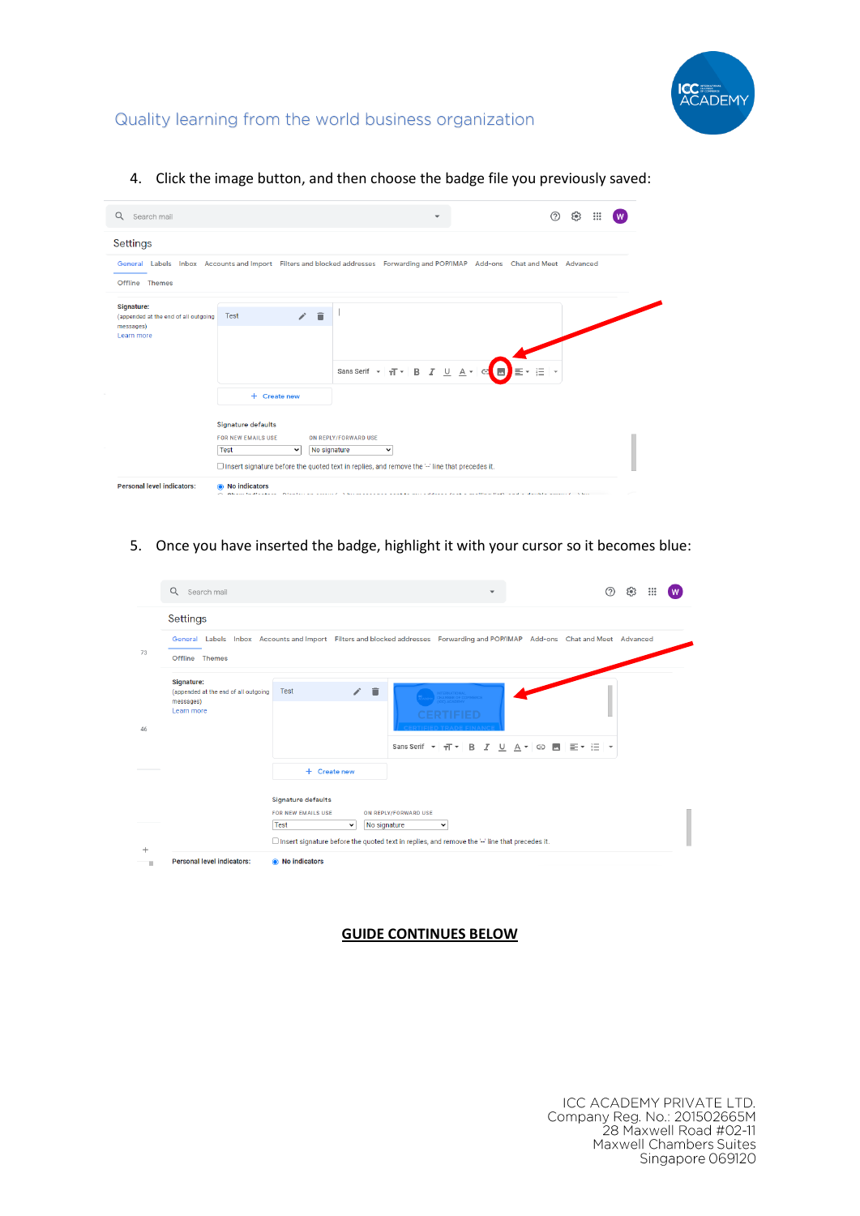4. Click the image button, and then choose the badge file you previously saved:

5. Once you have inserted the badge, highlight it with your cursor so it becomes blue:

**GUIDE CONTINUES BELOW**

ICC ACADEMY PRIVATE LTD.
Company Reg. No.: 201502665M
28 Maxwell Road #02-11
Maxwell Chambers Suites
Singapore 069120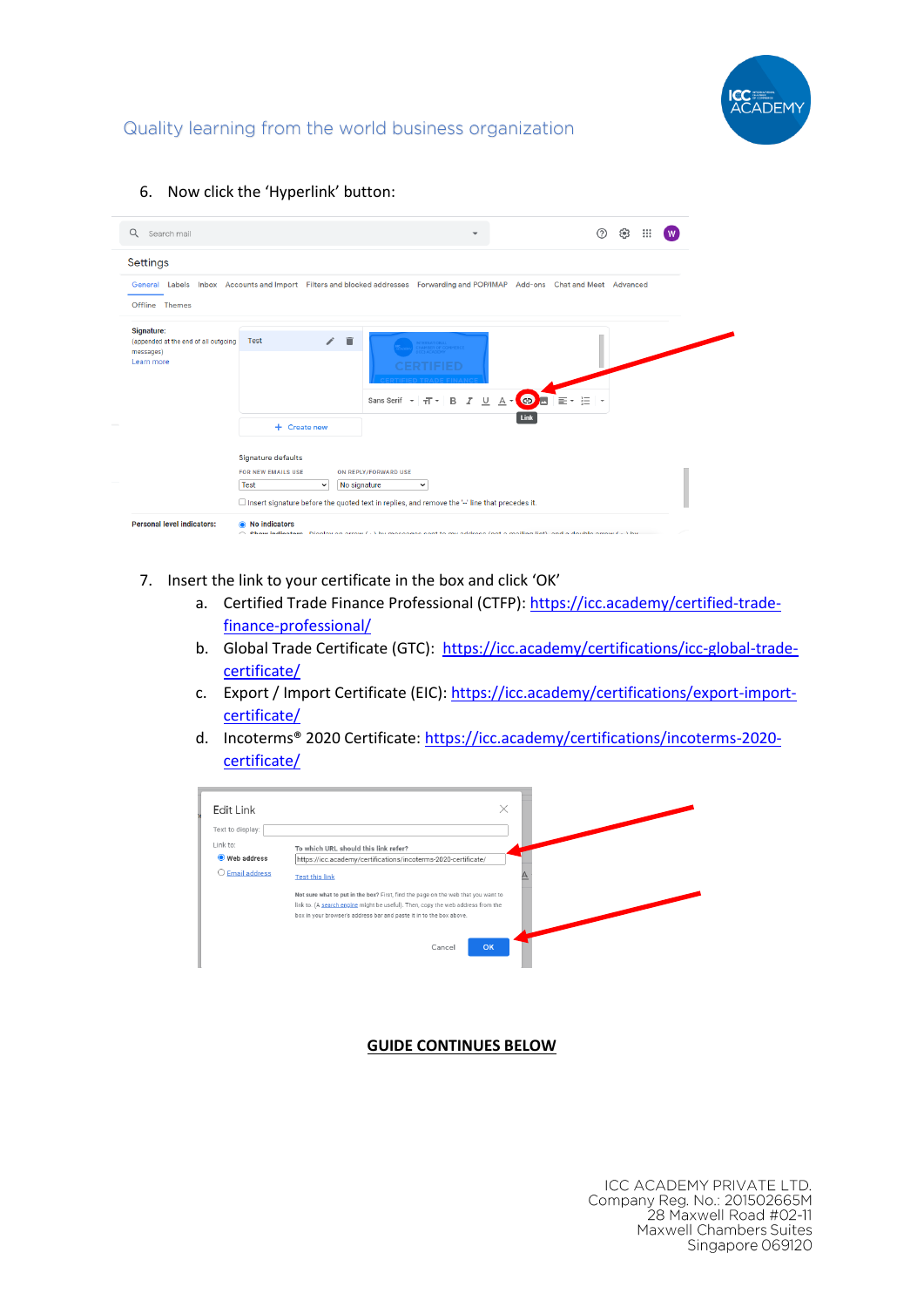6. Now click the 'Hyperlink' button:

7. Insert the link to your certificate in the box and click 'OK'
   a. Certified Trade Finance Professional (CTFP): https://icc.academy/certified-trade-finance-professional/
   b. Global Trade Certificate (GTC): https://icc.academy/certifications/icc-global-trade-certificate/
   c. Export / Import Certificate (EIC): https://icc.academy/certifications/export-import-certificate/
   d. Incoterms® 2020 Certificate: https://icc.academy/certifications/incoterms-2020-certificate/

**GUIDE CONTINUES BELOW**

ICC ACADEMY PRIVATE LTD.
Company Reg. No.: 201502665M
28 Maxwell Road #02-11
Maxwell Chambers Suites
Singapore 069120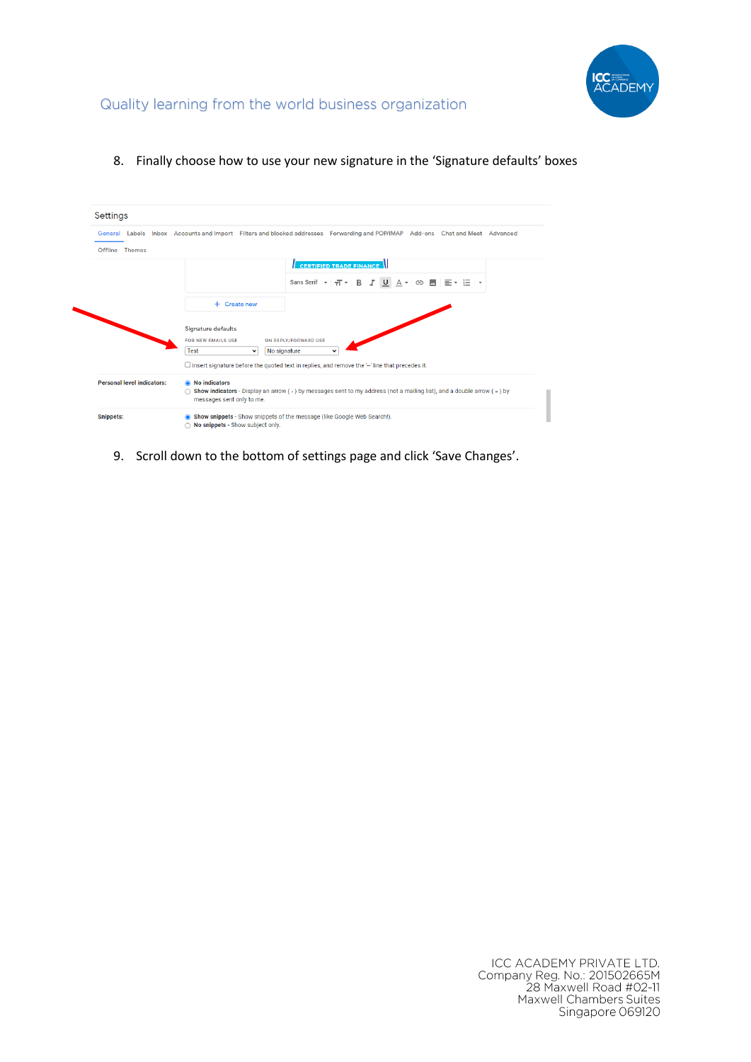8. Finally choose how to use your new signature in the 'Signature defaults' boxes

9. Scroll down to the bottom of settings page and click 'Save Changes'.

ICC ACADEMY PRIVATE LTD.
Company Reg. No.: 201502665M
28 Maxwell Road #02-11
Maxwell Chambers Suites
Singapore 069120